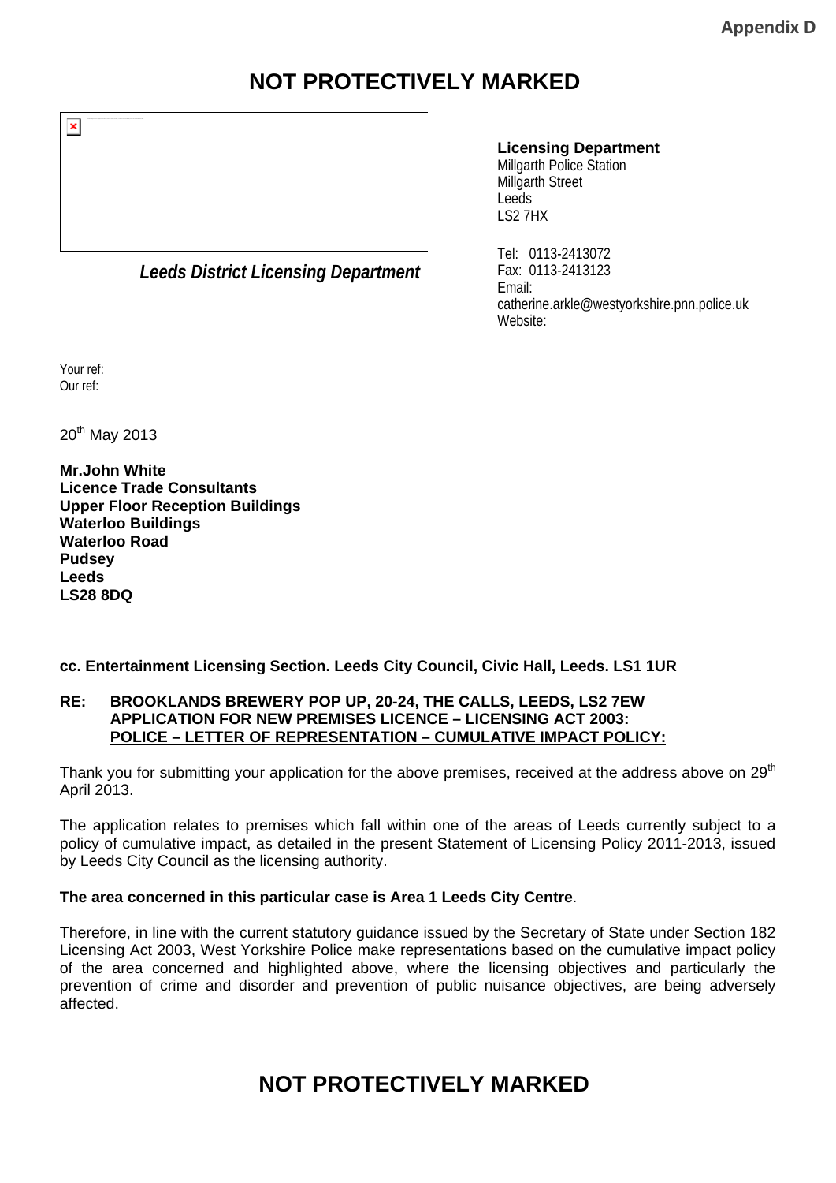Appendix D

**NOT PROTECTIVELY MARKED**

***Leeds District Licensing Department***

**Licensing Department**
Millgarth Police Station
Millgarth Street
Leeds
LS2 7HX

Tel: 0113-2413072
Fax: 0113-2413123
Email:
catherine.arkle@westyorkshire.pnn.police.uk
Website:

Your ref:
Our ref:

20th May 2013

**Mr.John White**
**Licence Trade Consultants**
**Upper Floor Reception Buildings**
**Waterloo Buildings**
**Waterloo Road**
**Pudsey**
**Leeds**
**LS28 8DQ**

**cc. Entertainment Licensing Section. Leeds City Council, Civic Hall, Leeds. LS1 1UR**

**RE: BROOKLANDS BREWERY POP UP, 20-24, THE CALLS, LEEDS, LS2 7EW**
**APPLICATION FOR NEW PREMISES LICENCE – LICENSING ACT 2003:**
**POLICE – LETTER OF REPRESENTATION – CUMULATIVE IMPACT POLICY:**

Thank you for submitting your application for the above premises, received at the address above on 29th April 2013.

The application relates to premises which fall within one of the areas of Leeds currently subject to a policy of cumulative impact, as detailed in the present Statement of Licensing Policy 2011-2013, issued by Leeds City Council as the licensing authority.

**The area concerned in this particular case is Area 1 Leeds City Centre**.

Therefore, in line with the current statutory guidance issued by the Secretary of State under Section 182 Licensing Act 2003, West Yorkshire Police make representations based on the cumulative impact policy of the area concerned and highlighted above, where the licensing objectives and particularly the prevention of crime and disorder and prevention of public nuisance objectives, are being adversely affected.

**NOT PROTECTIVELY MARKED**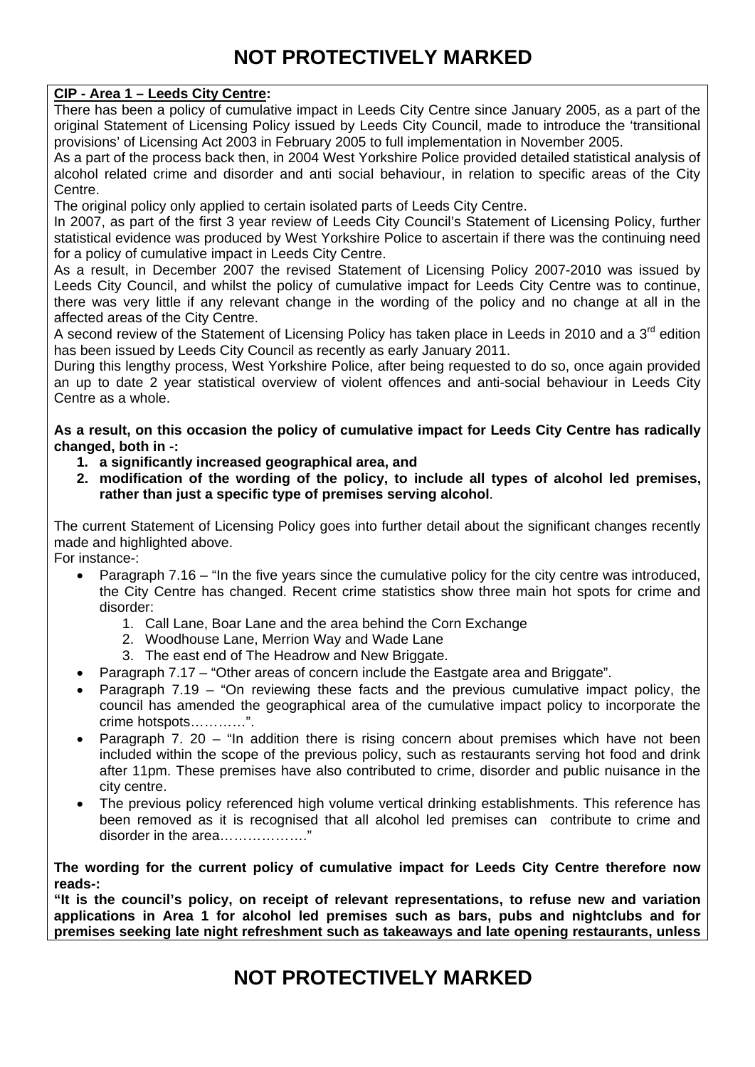**CIP - Area 1 – Leeds City Centre:**

There has been a policy of cumulative impact in Leeds City Centre since January 2005, as a part of the original Statement of Licensing Policy issued by Leeds City Council, made to introduce the 'transitional provisions' of Licensing Act 2003 in February 2005 to full implementation in November 2005.

As a part of the process back then, in 2004 West Yorkshire Police provided detailed statistical analysis of alcohol related crime and disorder and anti social behaviour, in relation to specific areas of the City Centre.

The original policy only applied to certain isolated parts of Leeds City Centre.

In 2007, as part of the first 3 year review of Leeds City Council's Statement of Licensing Policy, further statistical evidence was produced by West Yorkshire Police to ascertain if there was the continuing need for a policy of cumulative impact in Leeds City Centre.

As a result, in December 2007 the revised Statement of Licensing Policy 2007-2010 was issued by Leeds City Council, and whilst the policy of cumulative impact for Leeds City Centre was to continue, there was very little if any relevant change in the wording of the policy and no change at all in the affected areas of the City Centre.

A second review of the Statement of Licensing Policy has taken place in Leeds in 2010 and a 3rd edition has been issued by Leeds City Council as recently as early January 2011.

During this lengthy process, West Yorkshire Police, after being requested to do so, once again provided an up to date 2 year statistical overview of violent offences and anti-social behaviour in Leeds City Centre as a whole.

**As a result, on this occasion the policy of cumulative impact for Leeds City Centre has radically changed, both in -:**

1. **a significantly increased geographical area, and**
2. **modification of the wording of the policy, to include all types of alcohol led premises, rather than just a specific type of premises serving alcohol**.

The current Statement of Licensing Policy goes into further detail about the significant changes recently made and highlighted above.

For instance-:

- Paragraph 7.16 – "In the five years since the cumulative policy for the city centre was introduced, the City Centre has changed. Recent crime statistics show three main hot spots for crime and disorder:
  1. Call Lane, Boar Lane and the area behind the Corn Exchange
  2. Woodhouse Lane, Merrion Way and Wade Lane
  3. The east end of The Headrow and New Briggate.
- Paragraph 7.17 – "Other areas of concern include the Eastgate area and Briggate".
- Paragraph 7.19 – "On reviewing these facts and the previous cumulative impact policy, the council has amended the geographical area of the cumulative impact policy to incorporate the crime hotspots………..".
- Paragraph 7. 20 – "In addition there is rising concern about premises which have not been included within the scope of the previous policy, such as restaurants serving hot food and drink after 11pm. These premises have also contributed to crime, disorder and public nuisance in the city centre.
- The previous policy referenced high volume vertical drinking establishments. This reference has been removed as it is recognised that all alcohol led premises can contribute to crime and disorder in the area………………."

**The wording for the current policy of cumulative impact for Leeds City Centre therefore now reads-:**

**"It is the council's policy, on receipt of relevant representations, to refuse new and variation applications in Area 1 for alcohol led premises such as bars, pubs and nightclubs and for premises seeking late night refreshment such as takeaways and late opening restaurants, unless**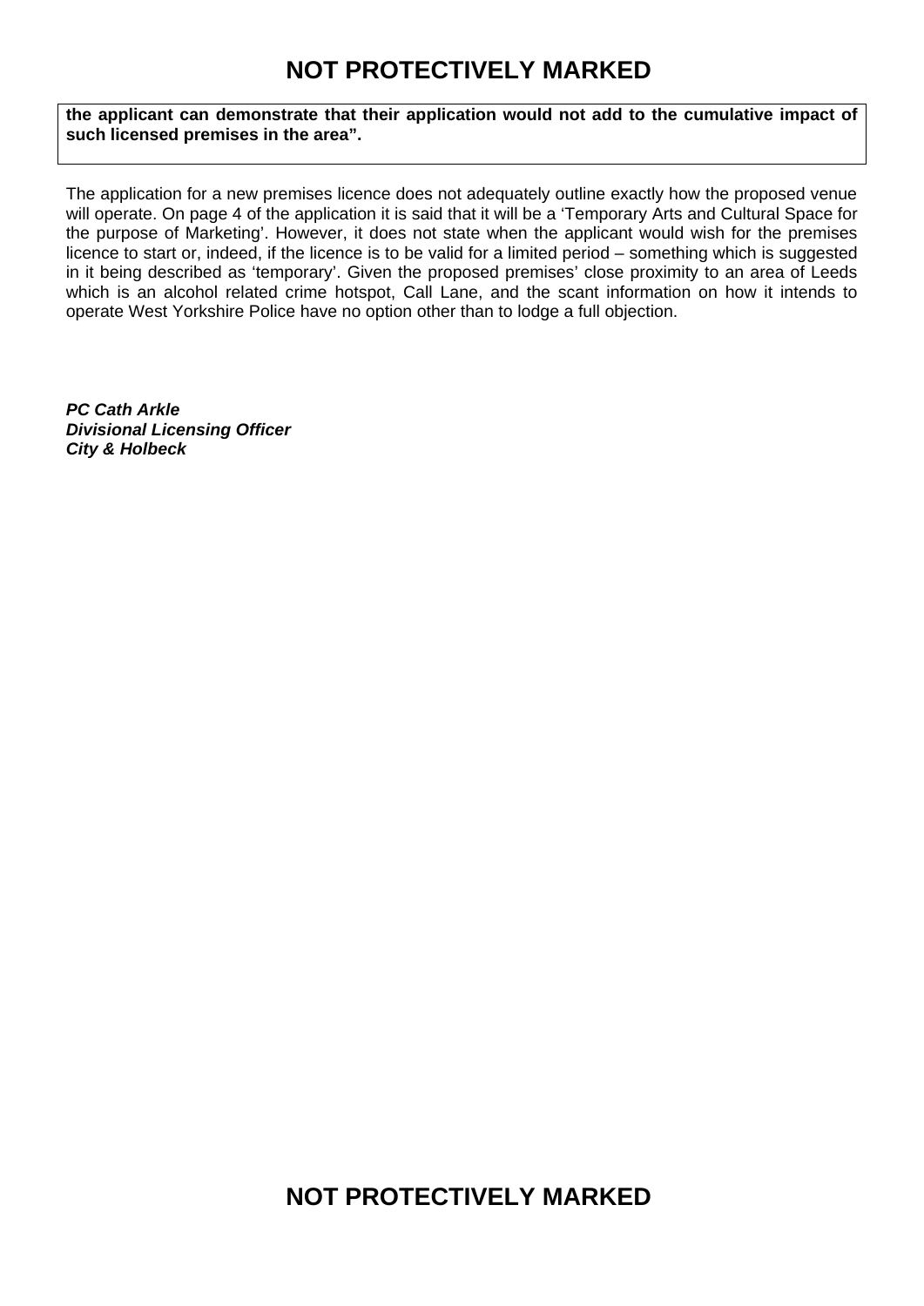**the applicant can demonstrate that their application would not add to the cumulative impact of such licensed premises in the area".**

The application for a new premises licence does not adequately outline exactly how the proposed venue will operate. On page 4 of the application it is said that it will be a 'Temporary Arts and Cultural Space for the purpose of Marketing'. However, it does not state when the applicant would wish for the premises licence to start or, indeed, if the licence is to be valid for a limited period – something which is suggested in it being described as 'temporary'. Given the proposed premises' close proximity to an area of Leeds which is an alcohol related crime hotspot, Call Lane, and the scant information on how it intends to operate West Yorkshire Police have no option other than to lodge a full objection.

***PC Cath Arkle***
***Divisional Licensing Officer***
***City & Holbeck***